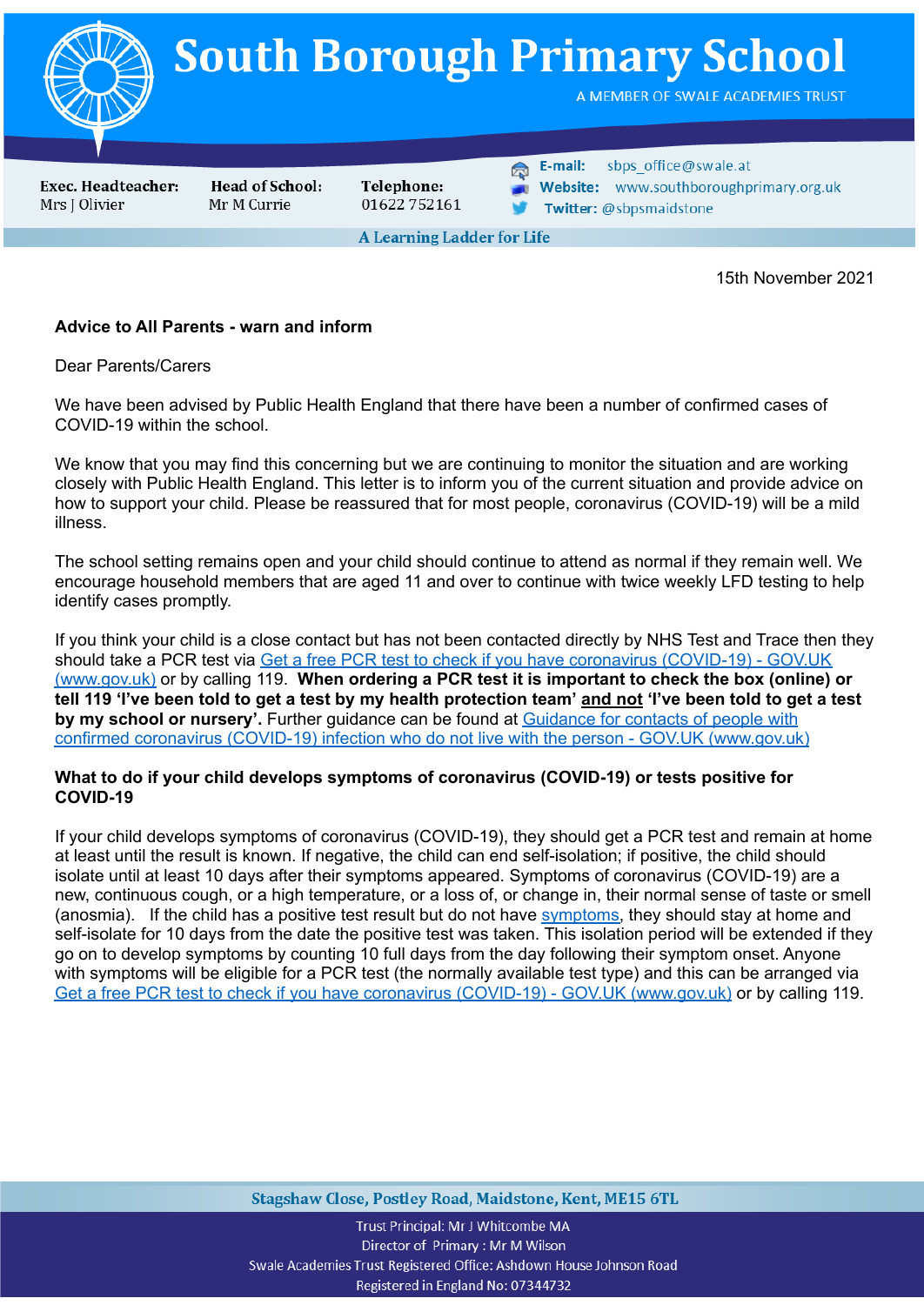# South Borough Primary School

A MEMBER OF SWALE ACADEMIES TRUST

**Exec. Headteacher:** Mrs J Olivier

**Head of School:** Mr M Currie

**Telephone:** 01622 752161

**E-mail:** sbps_office@swale.at

**Website:** www.southboroughprimary.org.uk

**Twitter:** @sbpsmaidstone

**A Learning Ladder for Life**

15th November 2021

**Advice to All Parents - warn and inform**

Dear Parents/Carers

We have been advised by Public Health England that there have been a number of confirmed cases of COVID-19 within the school.

We know that you may find this concerning but we are continuing to monitor the situation and are working closely with Public Health England. This letter is to inform you of the current situation and provide advice on how to support your child. Please be reassured that for most people, coronavirus (COVID-19) will be a mild illness.

The school setting remains open and your child should continue to attend as normal if they remain well. We encourage household members that are aged 11 and over to continue with twice weekly LFD testing to help identify cases promptly.

If you think your child is a close contact but has not been contacted directly by NHS Test and Trace then they should take a PCR test via Get a free PCR test to check if you have coronavirus (COVID-19) - GOV.UK (www.gov.uk) or by calling 119. **When ordering a PCR test it is important to check the box (online) or tell 119 'I've been told to get a test by my health protection team' and not 'I've been told to get a test by my school or nursery'.** Further guidance can be found at Guidance for contacts of people with confirmed coronavirus (COVID-19) infection who do not live with the person - GOV.UK (www.gov.uk)

**What to do if your child develops symptoms of coronavirus (COVID-19) or tests positive for COVID-19**

If your child develops symptoms of coronavirus (COVID-19), they should get a PCR test and remain at home at least until the result is known. If negative, the child can end self-isolation; if positive, the child should isolate until at least 10 days after their symptoms appeared. Symptoms of coronavirus (COVID-19) are a new, continuous cough, or a high temperature, or a loss of, or change in, their normal sense of taste or smell (anosmia). If the child has a positive test result but do not have symptoms, they should stay at home and self-isolate for 10 days from the date the positive test was taken. This isolation period will be extended if they go on to develop symptoms by counting 10 full days from the day following their symptom onset. Anyone with symptoms will be eligible for a PCR test (the normally available test type) and this can be arranged via Get a free PCR test to check if you have coronavirus (COVID-19) - GOV.UK (www.gov.uk) or by calling 119.

Stagshaw Close, Postley Road, Maidstone, Kent, ME15 6TL

Trust Principal: Mr J Whitcombe MA
Director of Primary : Mr M Wilson
Swale Academies Trust Registered Office: Ashdown House Johnson Road
Registered in England No: 07344732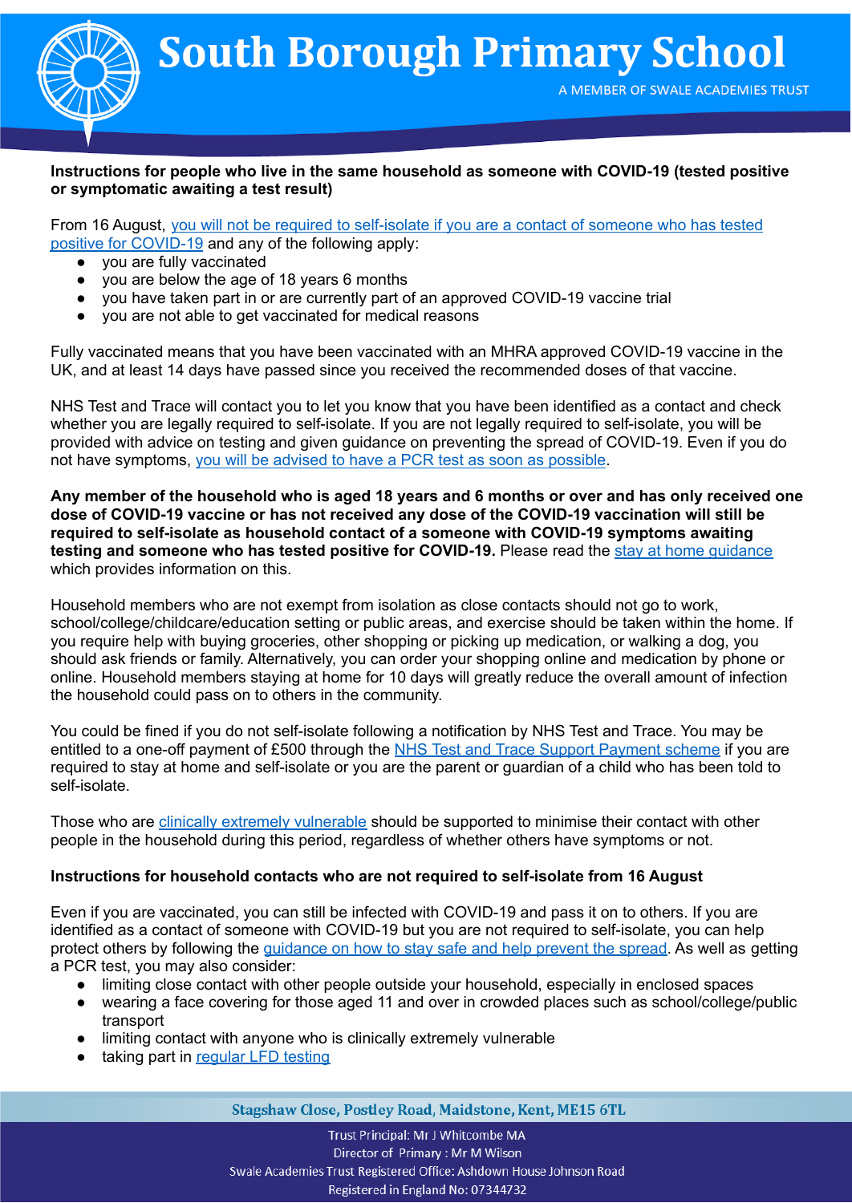**Instructions for people who live in the same household as someone with COVID-19 (tested positive or symptomatic awaiting a test result)**

From 16 August, you will not be required to self-isolate if you are a contact of someone who has tested positive for COVID-19 and any of the following apply:

- you are fully vaccinated
- you are below the age of 18 years 6 months
- you have taken part in or are currently part of an approved COVID-19 vaccine trial
- you are not able to get vaccinated for medical reasons

Fully vaccinated means that you have been vaccinated with an MHRA approved COVID-19 vaccine in the UK, and at least 14 days have passed since you received the recommended doses of that vaccine.

NHS Test and Trace will contact you to let you know that you have been identified as a contact and check whether you are legally required to self-isolate. If you are not legally required to self-isolate, you will be provided with advice on testing and given guidance on preventing the spread of COVID-19. Even if you do not have symptoms, you will be advised to have a PCR test as soon as possible.

**Any member of the household who is aged 18 years and 6 months or over and has only received one dose of COVID-19 vaccine or has not received any dose of the COVID-19 vaccination will still be required to self-isolate as household contact of a someone with COVID-19 symptoms awaiting testing and someone who has tested positive for COVID-19.** Please read the stay at home guidance which provides information on this.

Household members who are not exempt from isolation as close contacts should not go to work, school/college/childcare/education setting or public areas, and exercise should be taken within the home. If you require help with buying groceries, other shopping or picking up medication, or walking a dog, you should ask friends or family. Alternatively, you can order your shopping online and medication by phone or online. Household members staying at home for 10 days will greatly reduce the overall amount of infection the household could pass on to others in the community.

You could be fined if you do not self-isolate following a notification by NHS Test and Trace. You may be entitled to a one-off payment of £500 through the NHS Test and Trace Support Payment scheme if you are required to stay at home and self-isolate or you are the parent or guardian of a child who has been told to self-isolate.

Those who are clinically extremely vulnerable should be supported to minimise their contact with other people in the household during this period, regardless of whether others have symptoms or not.

**Instructions for household contacts who are not required to self-isolate from 16 August**

Even if you are vaccinated, you can still be infected with COVID-19 and pass it on to others. If you are identified as a contact of someone with COVID-19 but you are not required to self-isolate, you can help protect others by following the guidance on how to stay safe and help prevent the spread. As well as getting a PCR test, you may also consider:

- limiting close contact with other people outside your household, especially in enclosed spaces
- wearing a face covering for those aged 11 and over in crowded places such as school/college/public transport
- limiting contact with anyone who is clinically extremely vulnerable
- taking part in regular LFD testing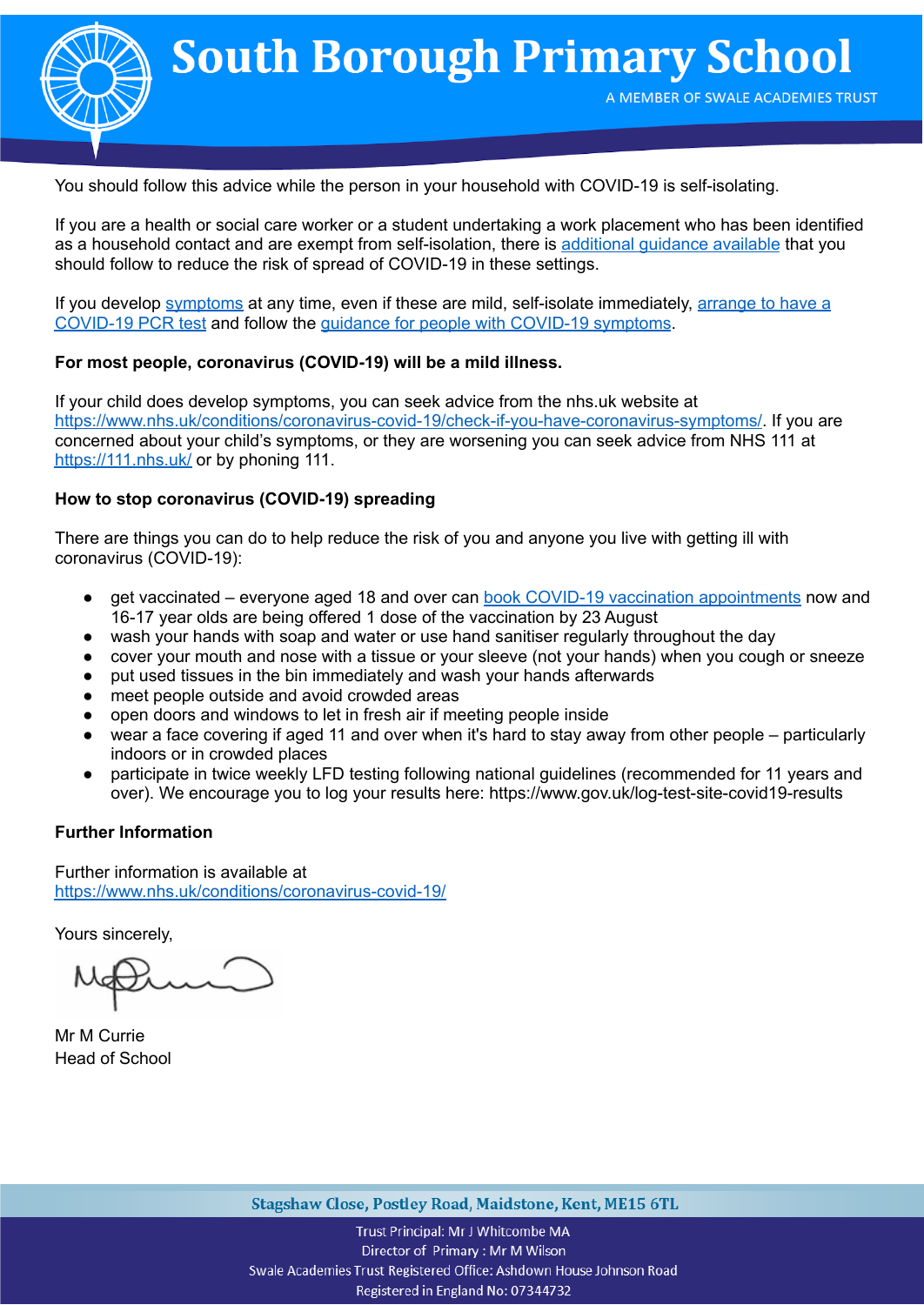You should follow this advice while the person in your household with COVID-19 is self-isolating.

If you are a health or social care worker or a student undertaking a work placement who has been identified as a household contact and are exempt from self-isolation, there is additional guidance available that you should follow to reduce the risk of spread of COVID-19 in these settings.

If you develop symptoms at any time, even if these are mild, self-isolate immediately, arrange to have a COVID-19 PCR test and follow the guidance for people with COVID-19 symptoms.

**For most people, coronavirus (COVID-19) will be a mild illness.**

If your child does develop symptoms, you can seek advice from the nhs.uk website at https://www.nhs.uk/conditions/coronavirus-covid-19/check-if-you-have-coronavirus-symptoms/. If you are concerned about your child's symptoms, or they are worsening you can seek advice from NHS 111 at https://111.nhs.uk/ or by phoning 111.

**How to stop coronavirus (COVID-19) spreading**

There are things you can do to help reduce the risk of you and anyone you live with getting ill with coronavirus (COVID-19):

- get vaccinated – everyone aged 18 and over can book COVID-19 vaccination appointments now and 16-17 year olds are being offered 1 dose of the vaccination by 23 August
- wash your hands with soap and water or use hand sanitiser regularly throughout the day
- cover your mouth and nose with a tissue or your sleeve (not your hands) when you cough or sneeze
- put used tissues in the bin immediately and wash your hands afterwards
- meet people outside and avoid crowded areas
- open doors and windows to let in fresh air if meeting people inside
- wear a face covering if aged 11 and over when it's hard to stay away from other people – particularly indoors or in crowded places
- participate in twice weekly LFD testing following national guidelines (recommended for 11 years and over). We encourage you to log your results here: https://www.gov.uk/log-test-site-covid19-results

**Further Information**

Further information is available at
https://www.nhs.uk/conditions/coronavirus-covid-19/

Yours sincerely,

Mr M Currie
Head of School